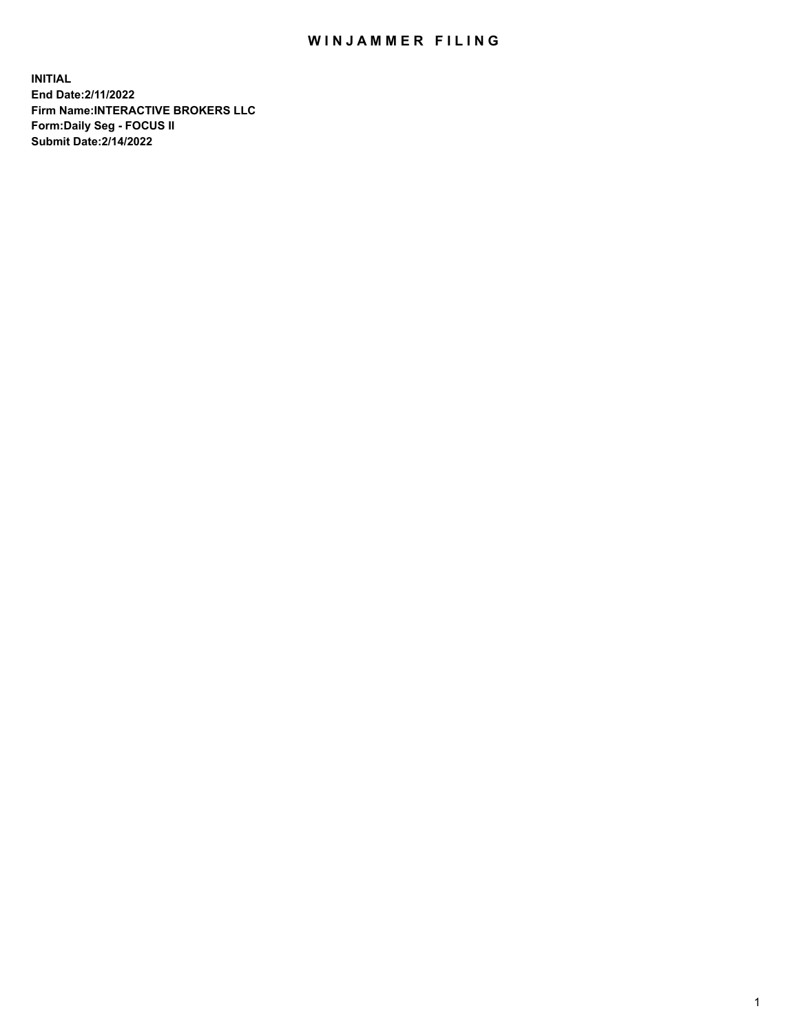# WINJAMMER FILING

**INITIAL**
**End Date:2/11/2022**
**Firm Name:INTERACTIVE BROKERS LLC**
**Form:Daily Seg - FOCUS II**
**Submit Date:2/14/2022**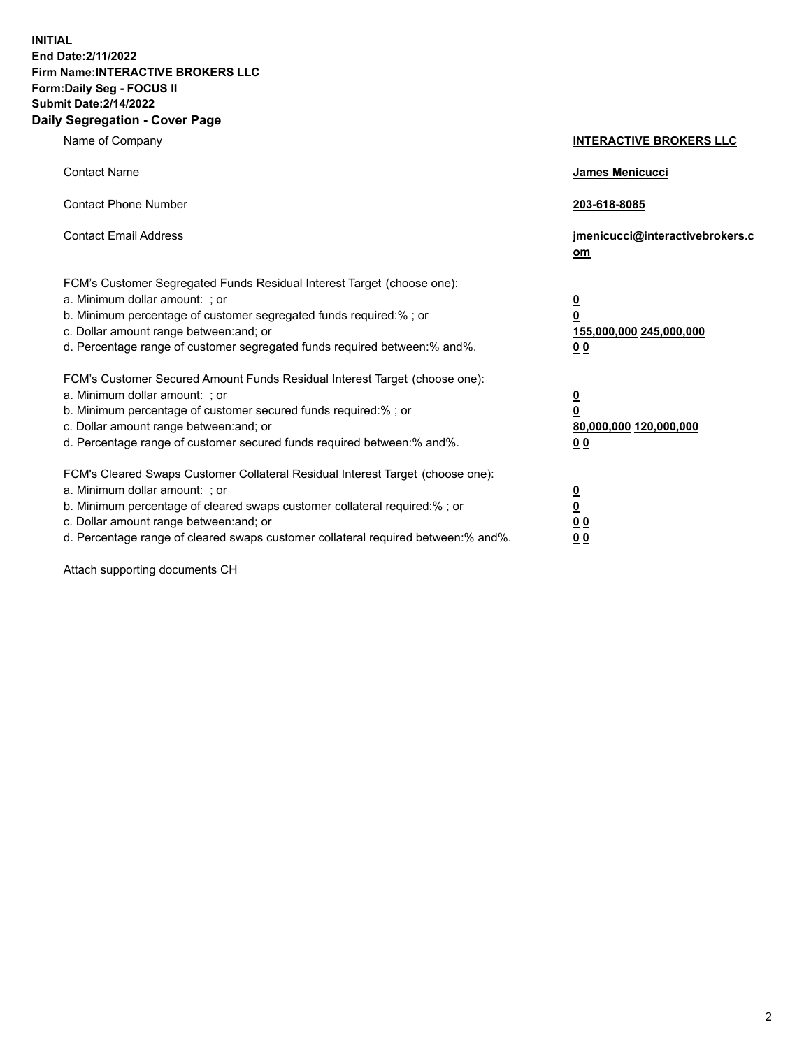**INITIAL**
**End Date:2/11/2022**
**Firm Name:INTERACTIVE BROKERS LLC**
**Form:Daily Seg - FOCUS II**
**Submit Date:2/14/2022**

## Daily Segregation - Cover Page

| | |
|---|---|
| Name of Company | **INTERACTIVE BROKERS LLC** |
| Contact Name | **James Menicucci** |
| Contact Phone Number | **203-618-8085** |
| Contact Email Address | **jmenicucci@interactivebrokers.com** |
| FCM's Customer Segregated Funds Residual Interest Target (choose one): | |
| a. Minimum dollar amount: ; or | **0** |
| b. Minimum percentage of customer segregated funds required:% ; or | **0** |
| c. Dollar amount range between:and; or | **155,000,000 245,000,000** |
| d. Percentage range of customer segregated funds required between:% and%. | **0 0** |
| FCM's Customer Secured Amount Funds Residual Interest Target (choose one): | |
| a. Minimum dollar amount: ; or | **0** |
| b. Minimum percentage of customer secured funds required:% ; or | **0** |
| c. Dollar amount range between:and; or | **80,000,000 120,000,000** |
| d. Percentage range of customer secured funds required between:% and%. | **0 0** |
| FCM's Cleared Swaps Customer Collateral Residual Interest Target (choose one): | |
| a. Minimum dollar amount: ; or | **0** |
| b. Minimum percentage of cleared swaps customer collateral required:% ; or | **0** |
| c. Dollar amount range between:and; or | **0 0** |
| d. Percentage range of cleared swaps customer collateral required between:% and%. | **0 0** |

Attach supporting documents CH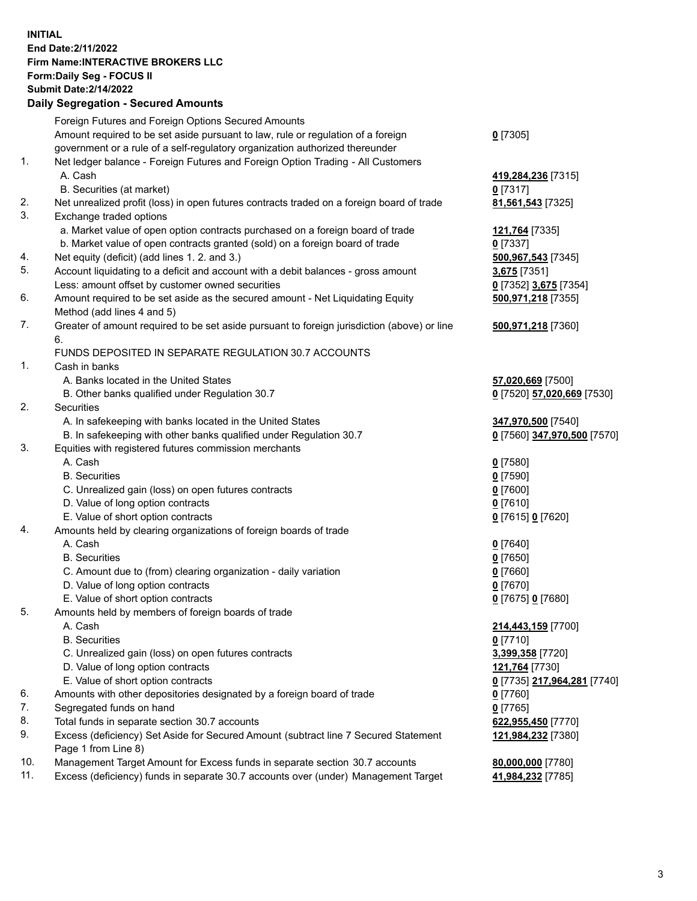**INITIAL**
**End Date:2/11/2022**
**Firm Name:INTERACTIVE BROKERS LLC**
**Form:Daily Seg - FOCUS II**
**Submit Date:2/14/2022**

## Daily Segregation - Secured Amounts

| | | |
|---|---|---|
| | Foreign Futures and Foreign Options Secured Amounts | |
| | Amount required to be set aside pursuant to law, rule or regulation of a foreign government or a rule of a self-regulatory organization authorized thereunder | **0** [7305] |
| 1. | Net ledger balance - Foreign Futures and Foreign Option Trading - All Customers | |
| | A. Cash | **419,284,236** [7315] |
| | B. Securities (at market) | **0** [7317] |
| 2. | Net unrealized profit (loss) in open futures contracts traded on a foreign board of trade | **81,561,543** [7325] |
| 3. | Exchange traded options | |
| | a. Market value of open option contracts purchased on a foreign board of trade | **121,764** [7335] |
| | b. Market value of open contracts granted (sold) on a foreign board of trade | **0** [7337] |
| 4. | Net equity (deficit) (add lines 1. 2. and 3.) | **500,967,543** [7345] |
| 5. | Account liquidating to a deficit and account with a debit balances - gross amount | **3,675** [7351] |
| | Less: amount offset by customer owned securities | **0** [7352] **3,675** [7354] |
| 6. | Amount required to be set aside as the secured amount - Net Liquidating Equity Method (add lines 4 and 5) | **500,971,218** [7355] |
| 7. | Greater of amount required to be set aside pursuant to foreign jurisdiction (above) or line 6. | **500,971,218** [7360] |
| | FUNDS DEPOSITED IN SEPARATE REGULATION 30.7 ACCOUNTS | |
| 1. | Cash in banks | |
| | A. Banks located in the United States | **57,020,669** [7500] |
| | B. Other banks qualified under Regulation 30.7 | **0** [7520] **57,020,669** [7530] |
| 2. | Securities | |
| | A. In safekeeping with banks located in the United States | **347,970,500** [7540] |
| | B. In safekeeping with other banks qualified under Regulation 30.7 | **0** [7560] **347,970,500** [7570] |
| 3. | Equities with registered futures commission merchants | |
| | A. Cash | **0** [7580] |
| | B. Securities | **0** [7590] |
| | C. Unrealized gain (loss) on open futures contracts | **0** [7600] |
| | D. Value of long option contracts | **0** [7610] |
| | E. Value of short option contracts | **0** [7615] **0** [7620] |
| 4. | Amounts held by clearing organizations of foreign boards of trade | |
| | A. Cash | **0** [7640] |
| | B. Securities | **0** [7650] |
| | C. Amount due to (from) clearing organization - daily variation | **0** [7660] |
| | D. Value of long option contracts | **0** [7670] |
| | E. Value of short option contracts | **0** [7675] **0** [7680] |
| 5. | Amounts held by members of foreign boards of trade | |
| | A. Cash | **214,443,159** [7700] |
| | B. Securities | **0** [7710] |
| | C. Unrealized gain (loss) on open futures contracts | **3,399,358** [7720] |
| | D. Value of long option contracts | **121,764** [7730] |
| | E. Value of short option contracts | **0** [7735] **217,964,281** [7740] |
| 6. | Amounts with other depositories designated by a foreign board of trade | **0** [7760] |
| 7. | Segregated funds on hand | **0** [7765] |
| 8. | Total funds in separate section 30.7 accounts | **622,955,450** [7770] |
| 9. | Excess (deficiency) Set Aside for Secured Amount (subtract line 7 Secured Statement Page 1 from Line 8) | **121,984,232** [7380] |
| 10. | Management Target Amount for Excess funds in separate section 30.7 accounts | **80,000,000** [7780] |
| 11. | Excess (deficiency) funds in separate 30.7 accounts over (under) Management Target | **41,984,232** [7785] |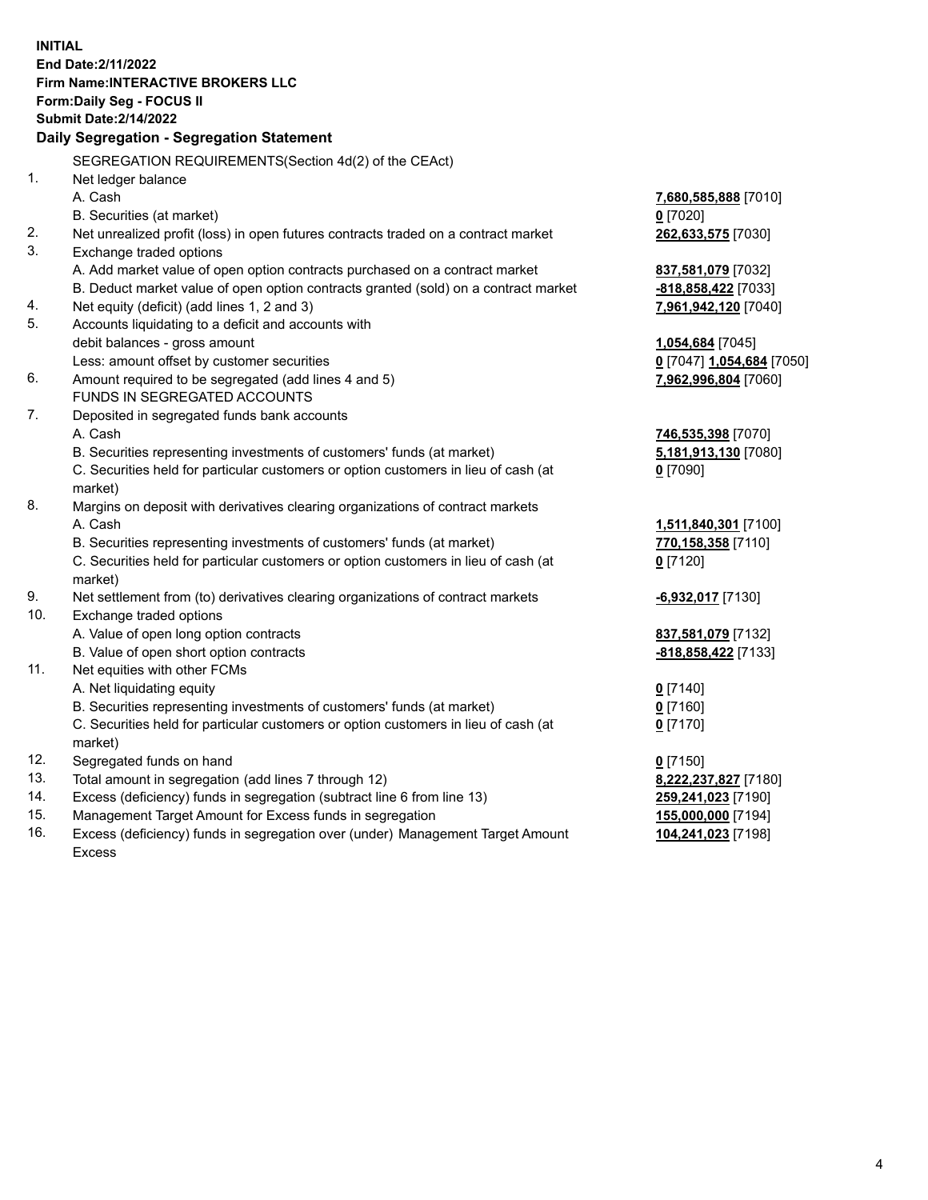**INITIAL**
**End Date:2/11/2022**
**Firm Name:INTERACTIVE BROKERS LLC**
**Form:Daily Seg - FOCUS II**
**Submit Date:2/14/2022**

### Daily Segregation - Segregation Statement

| | | |
|---|---|---|
| | SEGREGATION REQUIREMENTS(Section 4d(2) of the CEAct) | |
| 1. | Net ledger balance | |
| | A. Cash | **7,680,585,888** [7010] |
| | B. Securities (at market) | **0** [7020] |
| 2. | Net unrealized profit (loss) in open futures contracts traded on a contract market | **262,633,575** [7030] |
| 3. | Exchange traded options | |
| | A. Add market value of open option contracts purchased on a contract market | **837,581,079** [7032] |
| | B. Deduct market value of open option contracts granted (sold) on a contract market | **-818,858,422** [7033] |
| 4. | Net equity (deficit) (add lines 1, 2 and 3) | **7,961,942,120** [7040] |
| 5. | Accounts liquidating to a deficit and accounts with | |
| | debit balances - gross amount | **1,054,684** [7045] |
| | Less: amount offset by customer securities | **0** [7047] **1,054,684** [7050] |
| 6. | Amount required to be segregated (add lines 4 and 5) | **7,962,996,804** [7060] |
| | FUNDS IN SEGREGATED ACCOUNTS | |
| 7. | Deposited in segregated funds bank accounts | |
| | A. Cash | **746,535,398** [7070] |
| | B. Securities representing investments of customers' funds (at market) | **5,181,913,130** [7080] |
| | C. Securities held for particular customers or option customers in lieu of cash (at market) | **0** [7090] |
| 8. | Margins on deposit with derivatives clearing organizations of contract markets | |
| | A. Cash | **1,511,840,301** [7100] |
| | B. Securities representing investments of customers' funds (at market) | **770,158,358** [7110] |
| | C. Securities held for particular customers or option customers in lieu of cash (at market) | **0** [7120] |
| 9. | Net settlement from (to) derivatives clearing organizations of contract markets | **-6,932,017** [7130] |
| 10. | Exchange traded options | |
| | A. Value of open long option contracts | **837,581,079** [7132] |
| | B. Value of open short option contracts | **-818,858,422** [7133] |
| 11. | Net equities with other FCMs | |
| | A. Net liquidating equity | **0** [7140] |
| | B. Securities representing investments of customers' funds (at market) | **0** [7160] |
| | C. Securities held for particular customers or option customers in lieu of cash (at market) | **0** [7170] |
| 12. | Segregated funds on hand | **0** [7150] |
| 13. | Total amount in segregation (add lines 7 through 12) | **8,222,237,827** [7180] |
| 14. | Excess (deficiency) funds in segregation (subtract line 6 from line 13) | **259,241,023** [7190] |
| 15. | Management Target Amount for Excess funds in segregation | **155,000,000** [7194] |
| 16. | Excess (deficiency) funds in segregation over (under) Management Target Amount Excess | **104,241,023** [7198] |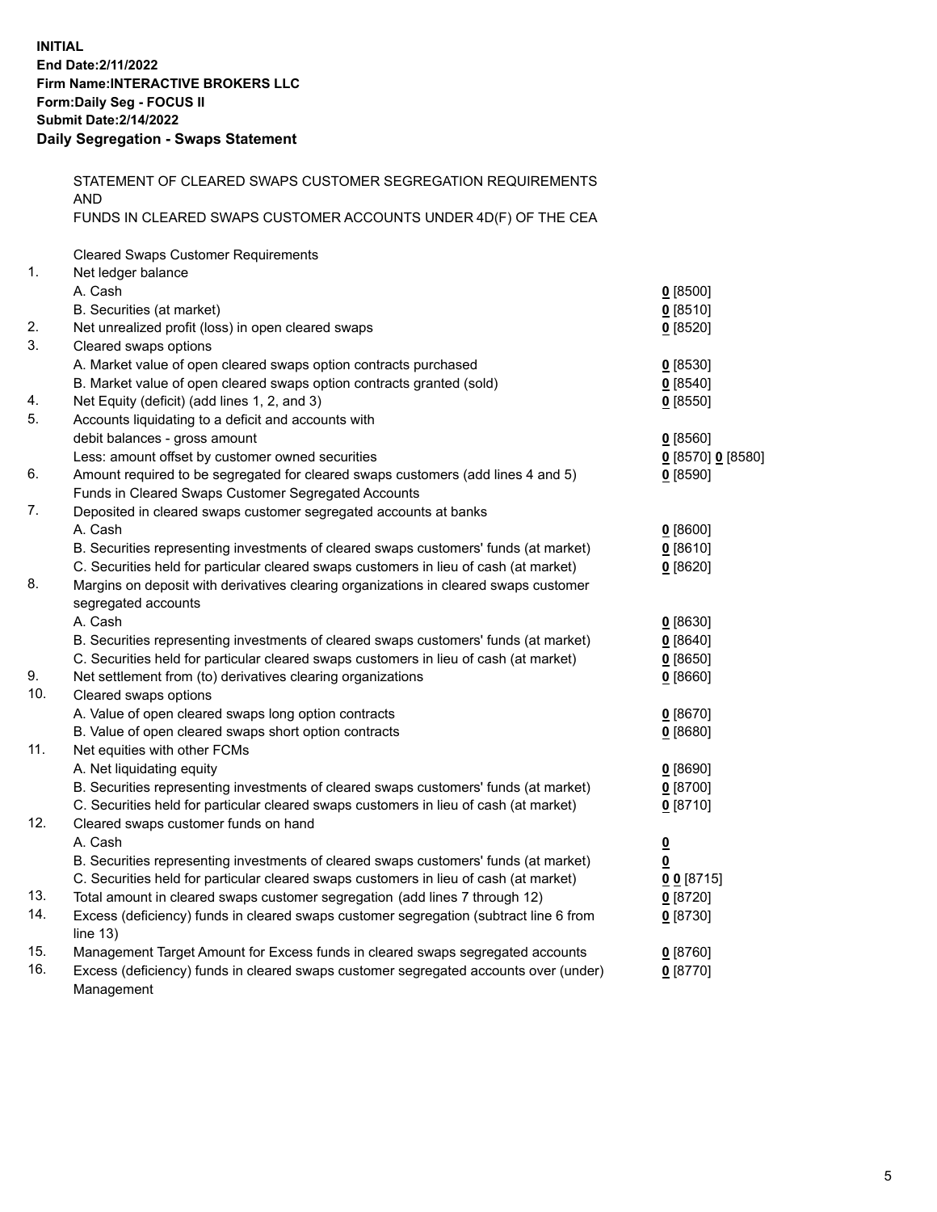**INITIAL**
**End Date:2/11/2022**
**Firm Name:INTERACTIVE BROKERS LLC**
**Form:Daily Seg - FOCUS II**
**Submit Date:2/14/2022**
**Daily Segregation - Swaps Statement**

STATEMENT OF CLEARED SWAPS CUSTOMER SEGREGATION REQUIREMENTS AND
FUNDS IN CLEARED SWAPS CUSTOMER ACCOUNTS UNDER 4D(F) OF THE CEA

| | | |
|---|---|---|
| | Cleared Swaps Customer Requirements | |
| 1. | Net ledger balance | |
| | A. Cash | 0 [8500] |
| | B. Securities (at market) | 0 [8510] |
| 2. | Net unrealized profit (loss) in open cleared swaps | 0 [8520] |
| 3. | Cleared swaps options | |
| | A. Market value of open cleared swaps option contracts purchased | 0 [8530] |
| | B. Market value of open cleared swaps option contracts granted (sold) | 0 [8540] |
| 4. | Net Equity (deficit) (add lines 1, 2, and 3) | 0 [8550] |
| 5. | Accounts liquidating to a deficit and accounts with | |
| | debit balances - gross amount | 0 [8560] |
| | Less: amount offset by customer owned securities | 0 [8570] 0 [8580] |
| 6. | Amount required to be segregated for cleared swaps customers (add lines 4 and 5) | 0 [8590] |
| | Funds in Cleared Swaps Customer Segregated Accounts | |
| 7. | Deposited in cleared swaps customer segregated accounts at banks | |
| | A. Cash | 0 [8600] |
| | B. Securities representing investments of cleared swaps customers' funds (at market) | 0 [8610] |
| | C. Securities held for particular cleared swaps customers in lieu of cash (at market) | 0 [8620] |
| 8. | Margins on deposit with derivatives clearing organizations in cleared swaps customer segregated accounts | |
| | A. Cash | 0 [8630] |
| | B. Securities representing investments of cleared swaps customers' funds (at market) | 0 [8640] |
| | C. Securities held for particular cleared swaps customers in lieu of cash (at market) | 0 [8650] |
| 9. | Net settlement from (to) derivatives clearing organizations | 0 [8660] |
| 10. | Cleared swaps options | |
| | A. Value of open cleared swaps long option contracts | 0 [8670] |
| | B. Value of open cleared swaps short option contracts | 0 [8680] |
| 11. | Net equities with other FCMs | |
| | A. Net liquidating equity | 0 [8690] |
| | B. Securities representing investments of cleared swaps customers' funds (at market) | 0 [8700] |
| | C. Securities held for particular cleared swaps customers in lieu of cash (at market) | 0 [8710] |
| 12. | Cleared swaps customer funds on hand | |
| | A. Cash | 0 |
| | B. Securities representing investments of cleared swaps customers' funds (at market) | 0 |
| | C. Securities held for particular cleared swaps customers in lieu of cash (at market) | 0 0 [8715] |
| 13. | Total amount in cleared swaps customer segregation (add lines 7 through 12) | 0 [8720] |
| 14. | Excess (deficiency) funds in cleared swaps customer segregation (subtract line 6 from line 13) | 0 [8730] |
| 15. | Management Target Amount for Excess funds in cleared swaps segregated accounts | 0 [8760] |
| 16. | Excess (deficiency) funds in cleared swaps customer segregated accounts over (under) Management | 0 [8770] |